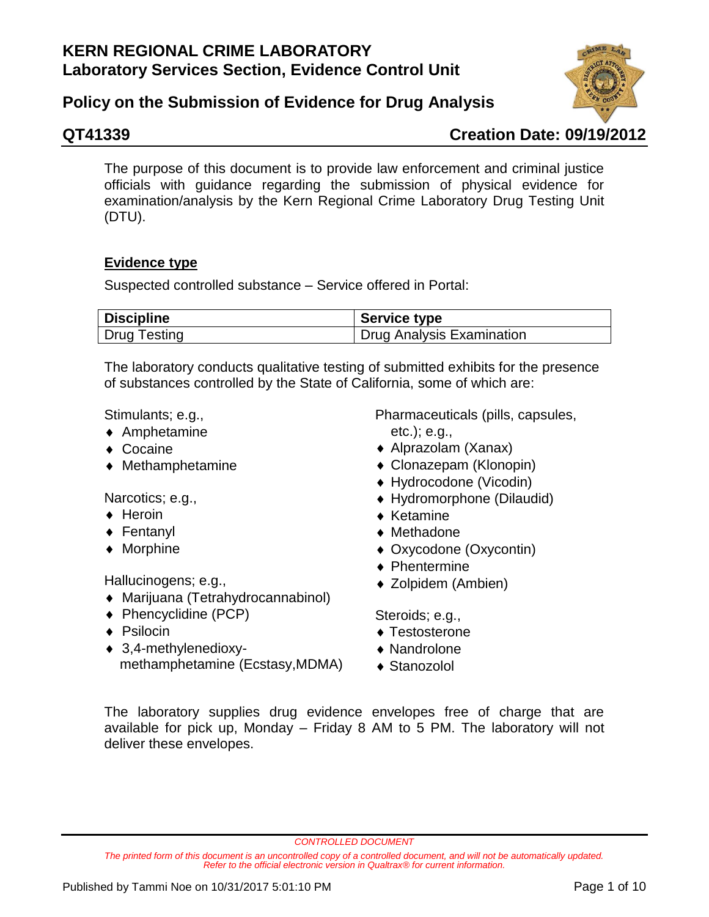# KERN REGIONAL CRIME LABORATORY
## Laboratory Services Section, Evidence Control Unit

## Policy on the Submission of Evidence for Drug Analysis

**QT41339** **Creation Date: 09/19/2012**

The purpose of this document is to provide law enforcement and criminal justice officials with guidance regarding the submission of physical evidence for examination/analysis by the Kern Regional Crime Laboratory Drug Testing Unit (DTU).

### Evidence type

Suspected controlled substance – Service offered in Portal:

| Discipline | Service type |
|---|---|
| Drug Testing | Drug Analysis Examination |

The laboratory conducts qualitative testing of submitted exhibits for the presence of substances controlled by the State of California, some of which are:

Stimulants; e.g.,
- Amphetamine
- Cocaine
- Methamphetamine

Narcotics; e.g.,
- Heroin
- Fentanyl
- Morphine

Hallucinogens; e.g.,
- Marijuana (Tetrahydrocannabinol)
- Phencyclidine (PCP)
- Psilocin
- 3,4-methylenedioxy-methamphetamine (Ecstasy,MDMA)

Pharmaceuticals (pills, capsules, etc.); e.g.,
- Alprazolam (Xanax)
- Clonazepam (Klonopin)
- Hydrocodone (Vicodin)
- Hydromorphone (Dilaudid)
- Ketamine
- Methadone
- Oxycodone (Oxycontin)
- Phentermine
- Zolpidem (Ambien)

Steroids; e.g.,
- Testosterone
- Nandrolone
- Stanozolol

The laboratory supplies drug evidence envelopes free of charge that are available for pick up, Monday – Friday 8 AM to 5 PM. The laboratory will not deliver these envelopes.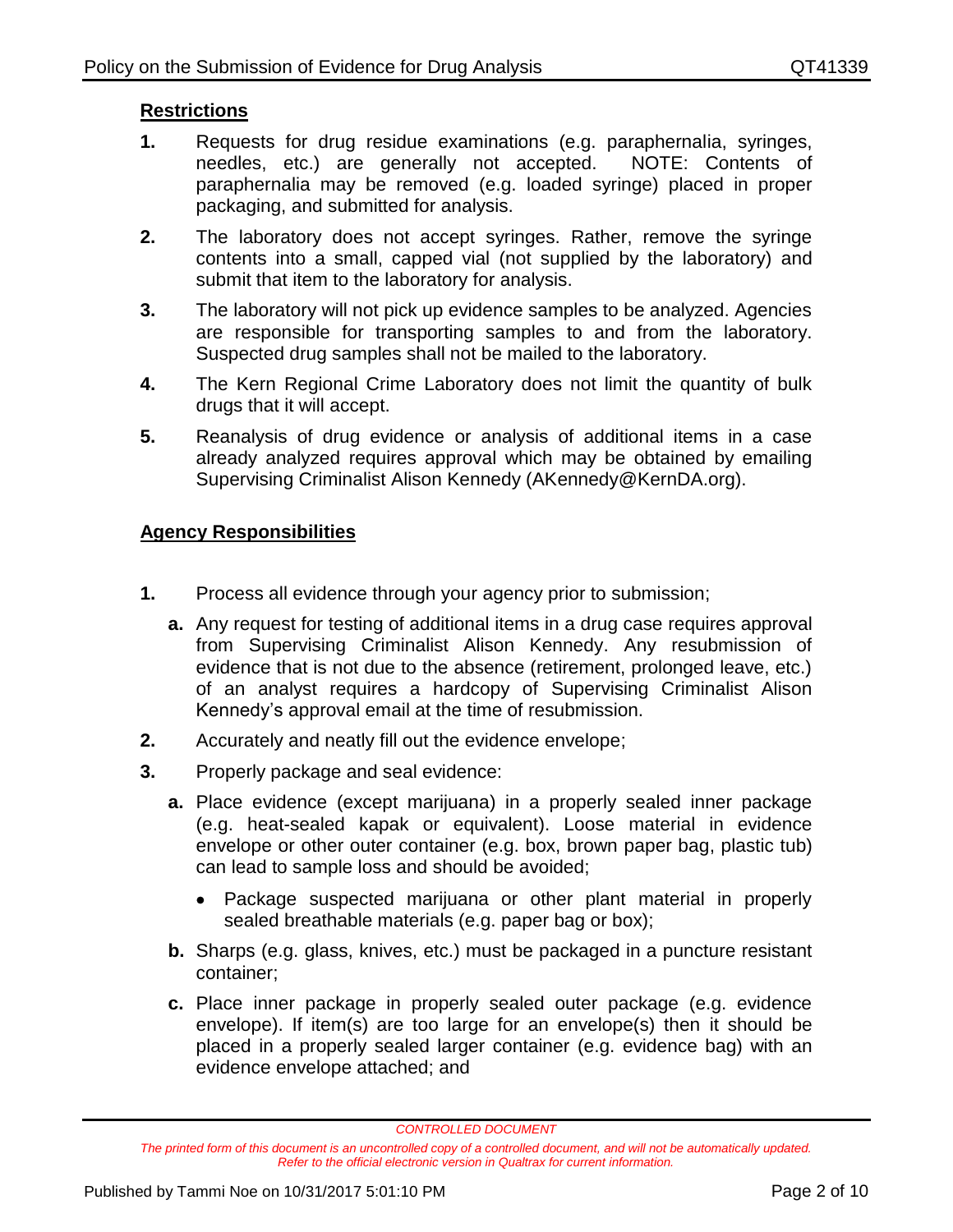## Restrictions

1. Requests for drug residue examinations (e.g. paraphernalia, syringes, needles, etc.) are generally not accepted. NOTE: Contents of paraphernalia may be removed (e.g. loaded syringe) placed in proper packaging, and submitted for analysis.
2. The laboratory does not accept syringes. Rather, remove the syringe contents into a small, capped vial (not supplied by the laboratory) and submit that item to the laboratory for analysis.
3. The laboratory will not pick up evidence samples to be analyzed. Agencies are responsible for transporting samples to and from the laboratory. Suspected drug samples shall not be mailed to the laboratory.
4. The Kern Regional Crime Laboratory does not limit the quantity of bulk drugs that it will accept.
5. Reanalysis of drug evidence or analysis of additional items in a case already analyzed requires approval which may be obtained by emailing Supervising Criminalist Alison Kennedy (AKennedy@KernDA.org).

## Agency Responsibilities

1. Process all evidence through your agency prior to submission;
   - **a.** Any request for testing of additional items in a drug case requires approval from Supervising Criminalist Alison Kennedy. Any resubmission of evidence that is not due to the absence (retirement, prolonged leave, etc.) of an analyst requires a hardcopy of Supervising Criminalist Alison Kennedy's approval email at the time of resubmission.
2. Accurately and neatly fill out the evidence envelope;
3. Properly package and seal evidence:
   - **a.** Place evidence (except marijuana) in a properly sealed inner package (e.g. heat-sealed kapak or equivalent). Loose material in evidence envelope or other outer container (e.g. box, brown paper bag, plastic tub) can lead to sample loss and should be avoided;
     - Package suspected marijuana or other plant material in properly sealed breathable materials (e.g. paper bag or box);
   - **b.** Sharps (e.g. glass, knives, etc.) must be packaged in a puncture resistant container;
   - **c.** Place inner package in properly sealed outer package (e.g. evidence envelope). If item(s) are too large for an envelope(s) then it should be placed in a properly sealed larger container (e.g. evidence bag) with an evidence envelope attached; and

*CONTROLLED DOCUMENT*

*The printed form of this document is an uncontrolled copy of a controlled document, and will not be automatically updated. Refer to the official electronic version in Qualtrax for current information.*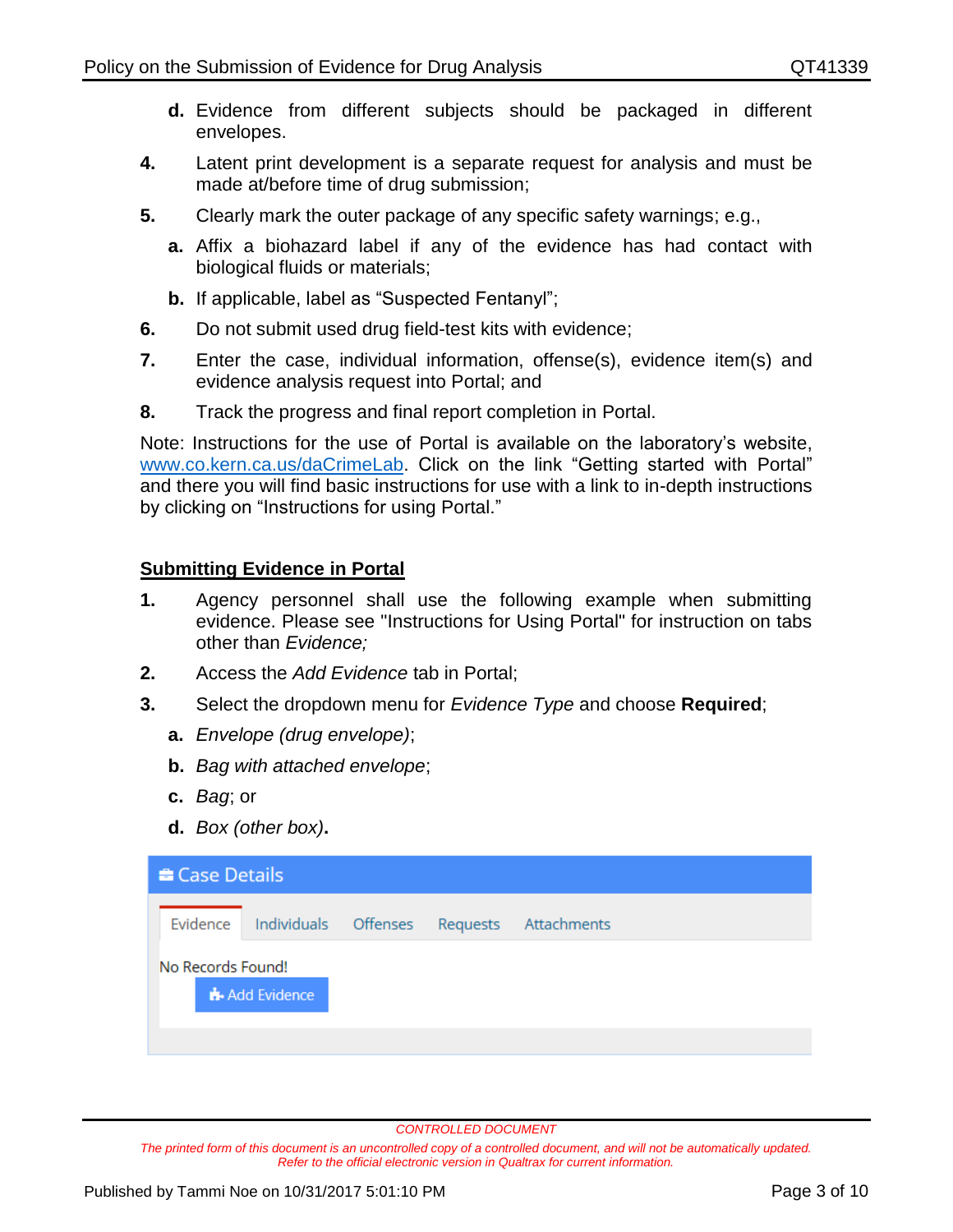d. Evidence from different subjects should be packaged in different envelopes.

4. Latent print development is a separate request for analysis and must be made at/before time of drug submission;

5. Clearly mark the outer package of any specific safety warnings; e.g.,

   a. Affix a biohazard label if any of the evidence has had contact with biological fluids or materials;

   b. If applicable, label as "Suspected Fentanyl";

6. Do not submit used drug field-test kits with evidence;

7. Enter the case, individual information, offense(s), evidence item(s) and evidence analysis request into Portal; and

8. Track the progress and final report completion in Portal.

Note: Instructions for the use of Portal is available on the laboratory's website, [www.co.kern.ca.us/daCrimeLab](http://www.co.kern.ca.us/daCrimeLab). Click on the link "Getting started with Portal" and there you will find basic instructions for use with a link to in-depth instructions by clicking on "Instructions for using Portal."

## Submitting Evidence in Portal

1. Agency personnel shall use the following example when submitting evidence. Please see "Instructions for Using Portal" for instruction on tabs other than *Evidence;*

2. Access the *Add Evidence* tab in Portal;

3. Select the dropdown menu for *Evidence Type* and choose **Required**;

   a. *Envelope (drug envelope)*;

   b. *Bag with attached envelope*;

   c. *Bag*; or

   d. *Box (other box)*.

Case Details

Evidence | Individuals | Offenses | Requests | Attachments

No Records Found!

Add Evidence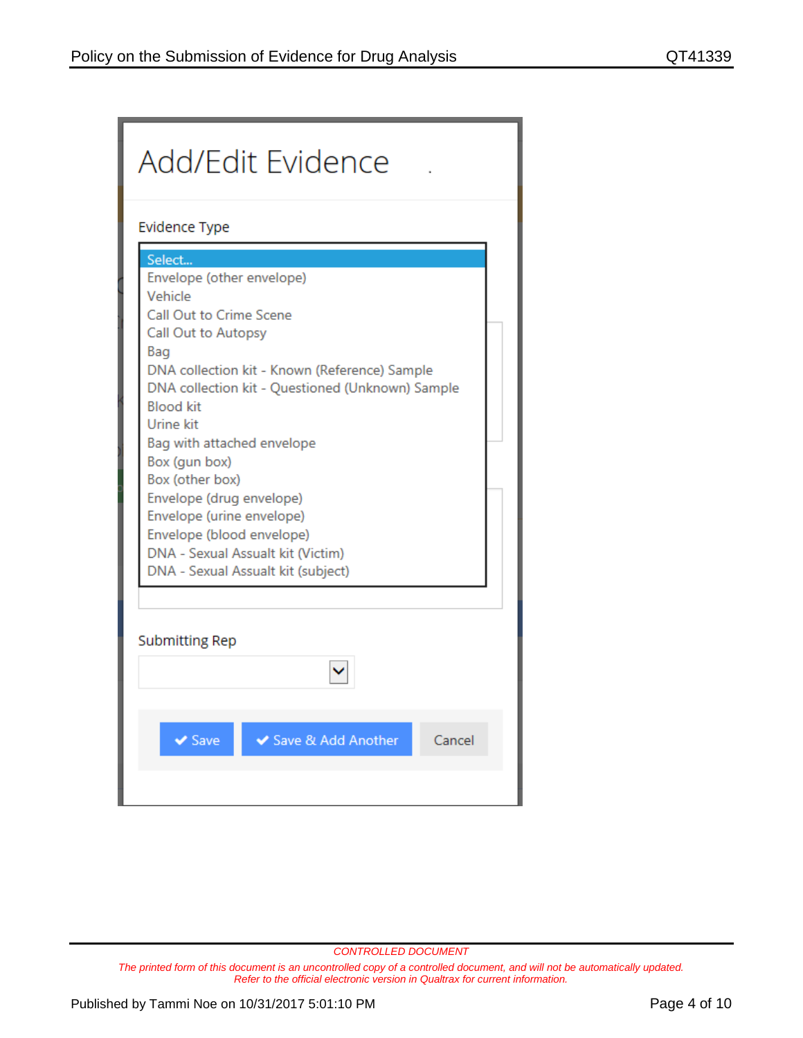Add/Edit Evidence

Evidence Type

- Select...
- Envelope (other envelope)
- Vehicle
- Call Out to Crime Scene
- Call Out to Autopsy
- Bag
- DNA collection kit - Known (Reference) Sample
- DNA collection kit - Questioned (Unknown) Sample
- Blood kit
- Urine kit
- Bag with attached envelope
- Box (gun box)
- Box (other box)
- Envelope (drug envelope)
- Envelope (urine envelope)
- Envelope (blood envelope)
- DNA - Sexual Assault kit (Victim)
- DNA - Sexual Assault kit (subject)

Submitting Rep

Save | Save & Add Another | Cancel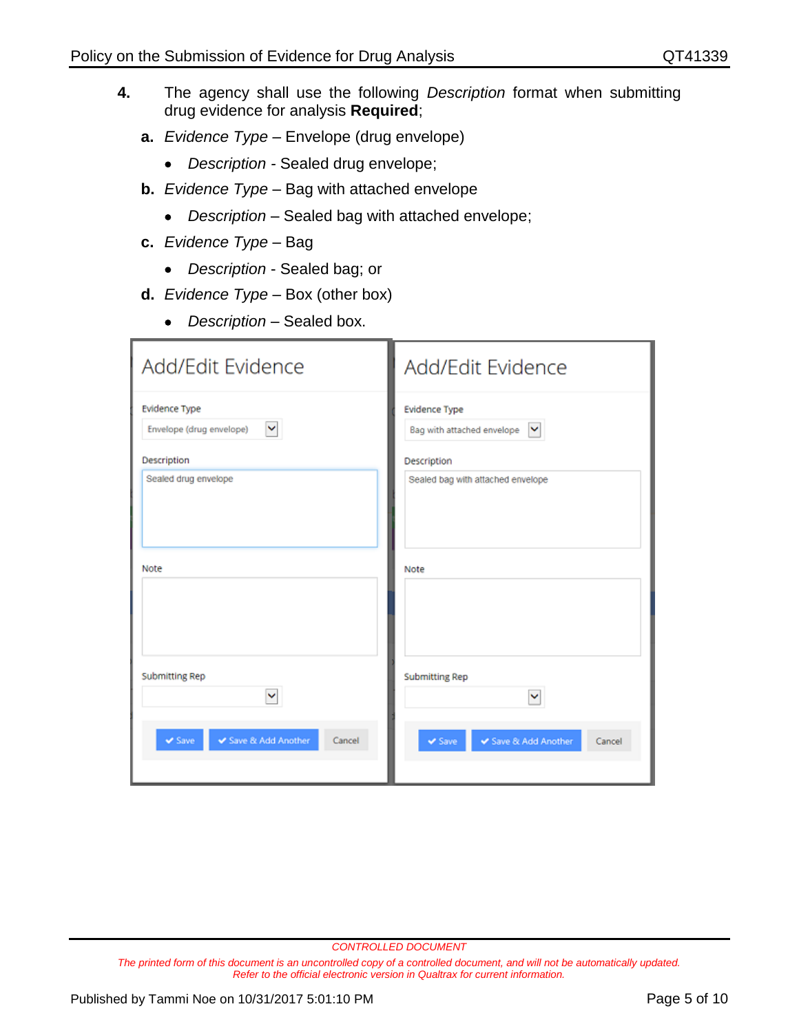4. The agency shall use the following *Description* format when submitting drug evidence for analysis **Required**;

   **a.** *Evidence Type* – Envelope (drug envelope)

   - *Description* - Sealed drug envelope;

   **b.** *Evidence Type* – Bag with attached envelope

   - *Description* – Sealed bag with attached envelope;

   **c.** *Evidence Type* – Bag

   - *Description* - Sealed bag; or

   **d.** *Evidence Type* – Box (other box)

   - *Description* – Sealed box.

Add/Edit Evidence

Evidence Type: Envelope (drug envelope)

Description: Sealed drug envelope

Note

Submitting Rep

Save | Save & Add Another | Cancel

Add/Edit Evidence

Evidence Type: Bag with attached envelope

Description: Sealed bag with attached envelope

Note

Submitting Rep

Save | Save & Add Another | Cancel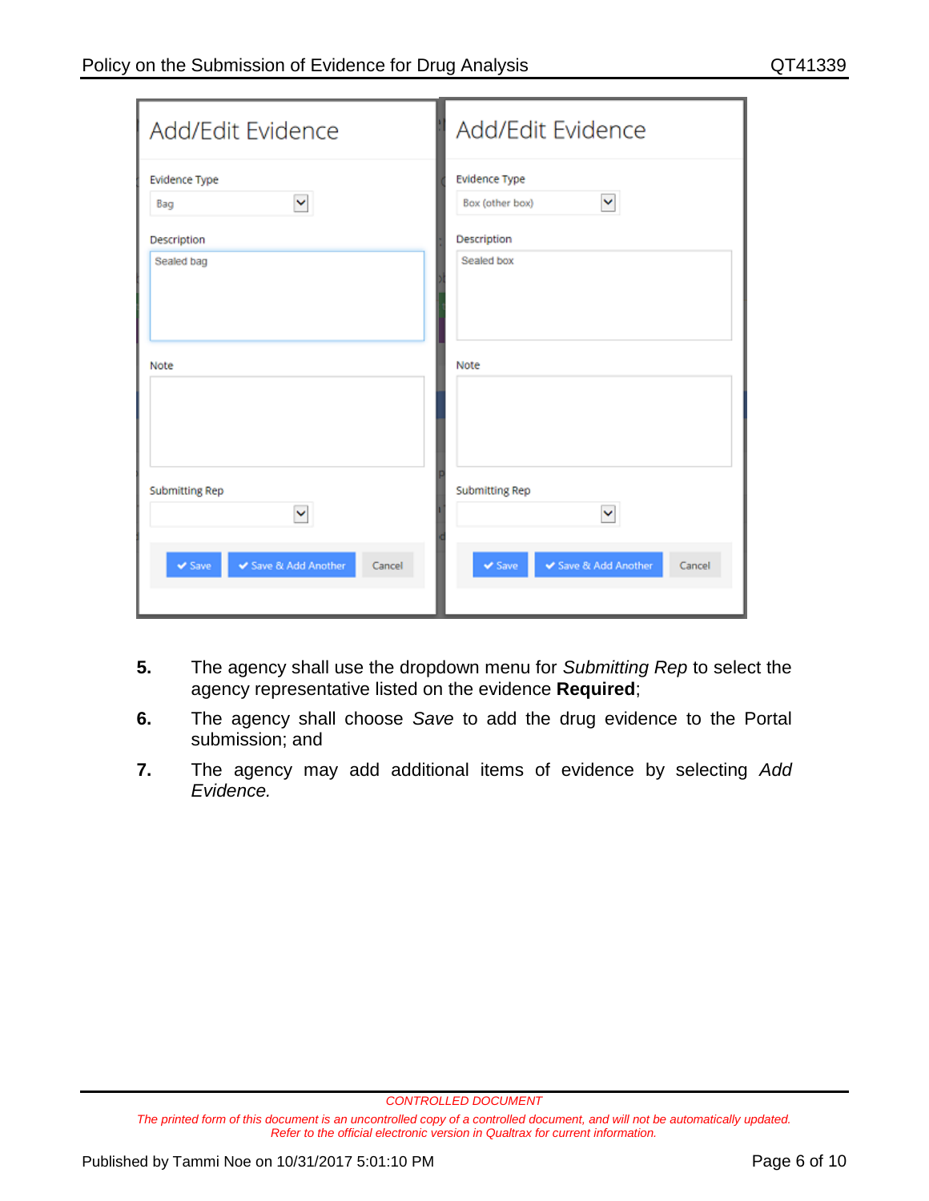Add/Edit Evidence

Evidence Type: Bag

Description: Sealed bag

Note

Submitting Rep

Save | Save & Add Another | Cancel

Add/Edit Evidence

Evidence Type: Box (other box)

Description: Sealed box

Note

Submitting Rep

Save | Save & Add Another | Cancel

**5.** The agency shall use the dropdown menu for *Submitting Rep* to select the agency representative listed on the evidence **Required**;

**6.** The agency shall choose *Save* to add the drug evidence to the Portal submission; and

**7.** The agency may add additional items of evidence by selecting *Add Evidence.*

CONTROLLED DOCUMENT

*The printed form of this document is an uncontrolled copy of a controlled document, and will not be automatically updated. Refer to the official electronic version in Qualtrax for current information.*

Published by Tammi Noe on 10/31/2017 5:01:10 PM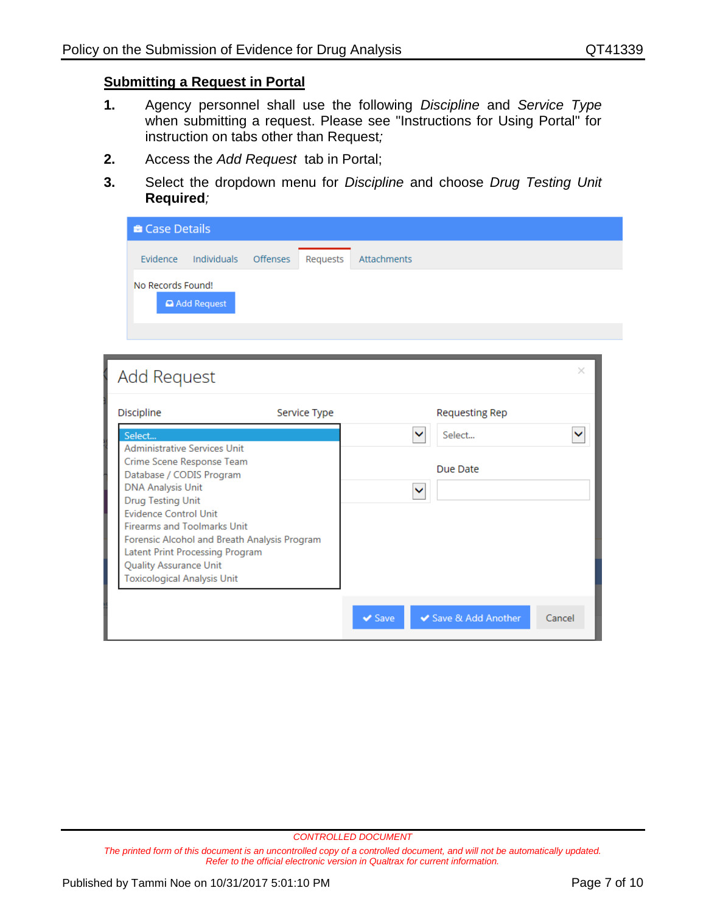## Submitting a Request in Portal

1. Agency personnel shall use the following *Discipline* and *Service Type* when submitting a request. Please see "Instructions for Using Portal" for instruction on tabs other than Request;
2. Access the *Add Request* tab in Portal;
3. Select the dropdown menu for *Discipline* and choose *Drug Testing Unit* **Required**;

CONTROLLED DOCUMENT

*The printed form of this document is an uncontrolled copy of a controlled document, and will not be automatically updated. Refer to the official electronic version in Qualtrax for current information.*

Published by Tammi Noe on 10/31/2017 5:01:10 PM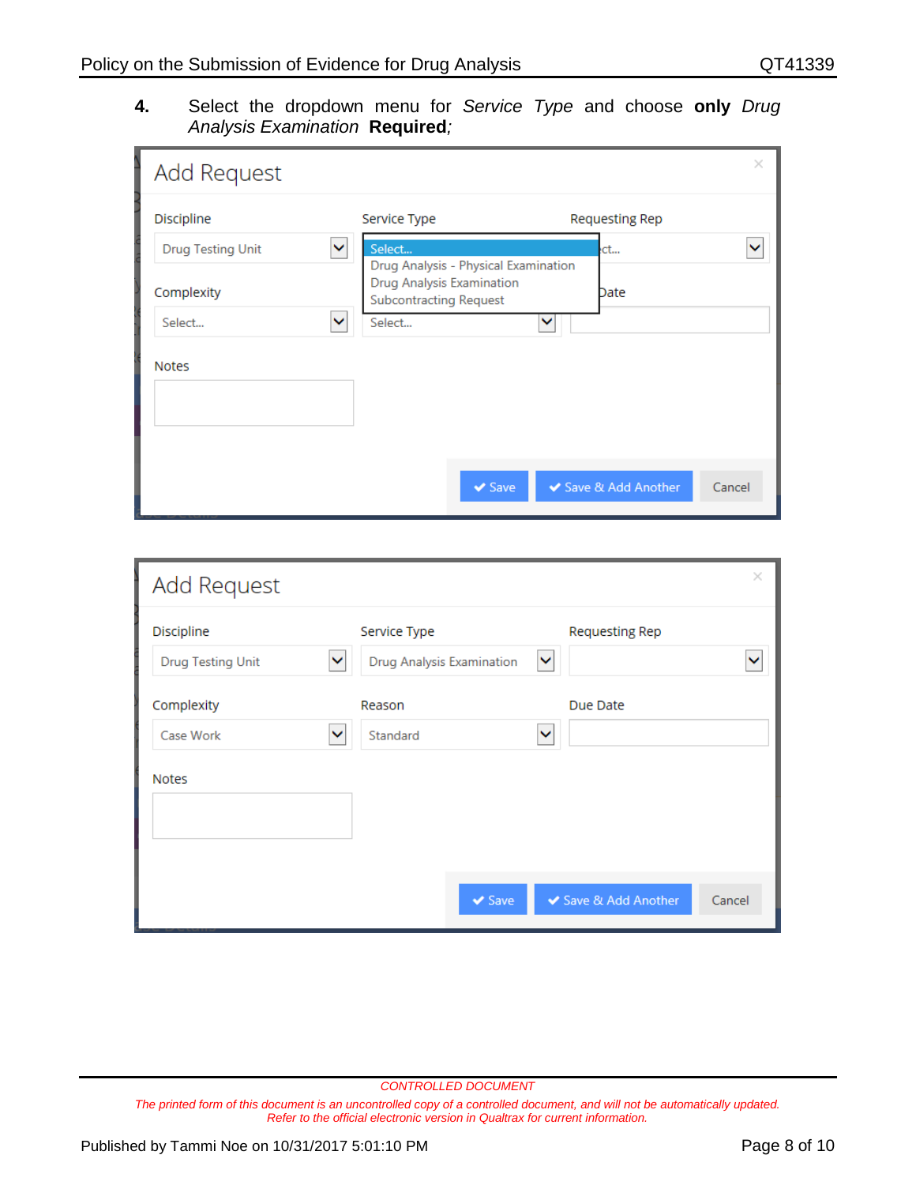4. Select the dropdown menu for *Service Type* and choose **only** *Drug Analysis Examination* **Required**;

Add Request

Discipline: Drug Testing Unit

Service Type: Select...
- Drug Analysis - Physical Examination
- Drug Analysis Examination
- Subcontracting Request

Requesting Rep

Complexity: Select...

Date

Notes

Save | Save & Add Another | Cancel

Add Request

Discipline: Drug Testing Unit

Service Type: Drug Analysis Examination

Requesting Rep

Complexity: Case Work

Reason: Standard

Due Date

Notes

Save | Save & Add Another | Cancel

*CONTROLLED DOCUMENT*

*The printed form of this document is an uncontrolled copy of a controlled document, and will not be automatically updated. Refer to the official electronic version in Qualtrax for current information.*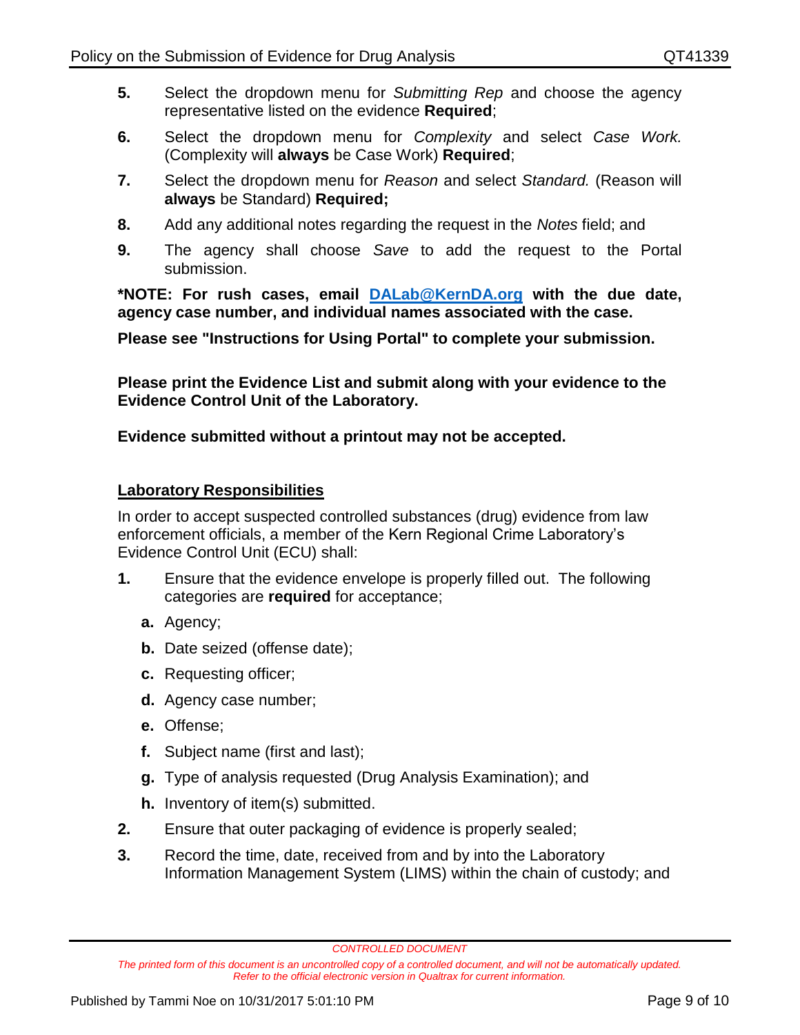5. Select the dropdown menu for *Submitting Rep* and choose the agency representative listed on the evidence **Required**;
6. Select the dropdown menu for *Complexity* and select *Case Work.* (Complexity will **always** be Case Work) **Required**;
7. Select the dropdown menu for *Reason* and select *Standard.* (Reason will **always** be Standard) **Required;**
8. Add any additional notes regarding the request in the *Notes* field; and
9. The agency shall choose *Save* to add the request to the Portal submission.

**\*NOTE: For rush cases, email [DALab@KernDA.org](mailto:DALab@KernDA.org) with the due date, agency case number, and individual names associated with the case.**

**Please see "Instructions for Using Portal" to complete your submission.**

**Please print the Evidence List and submit along with your evidence to the Evidence Control Unit of the Laboratory.**

**Evidence submitted without a printout may not be accepted.**

## <u>Laboratory Responsibilities</u>

In order to accept suspected controlled substances (drug) evidence from law enforcement officials, a member of the Kern Regional Crime Laboratory's Evidence Control Unit (ECU) shall:

1. Ensure that the evidence envelope is properly filled out. The following categories are **required** for acceptance;
   - **a.** Agency;
   - **b.** Date seized (offense date);
   - **c.** Requesting officer;
   - **d.** Agency case number;
   - **e.** Offense;
   - **f.** Subject name (first and last);
   - **g.** Type of analysis requested (Drug Analysis Examination); and
   - **h.** Inventory of item(s) submitted.
2. Ensure that outer packaging of evidence is properly sealed;
3. Record the time, date, received from and by into the Laboratory Information Management System (LIMS) within the chain of custody; and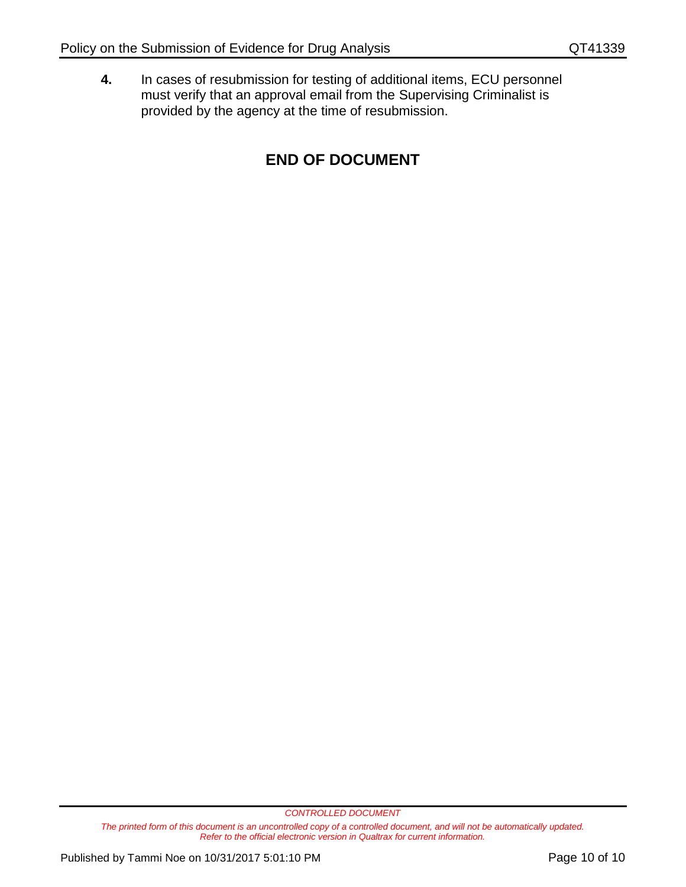4. In cases of resubmission for testing of additional items, ECU personnel must verify that an approval email from the Supervising Criminalist is provided by the agency at the time of resubmission.

## END OF DOCUMENT